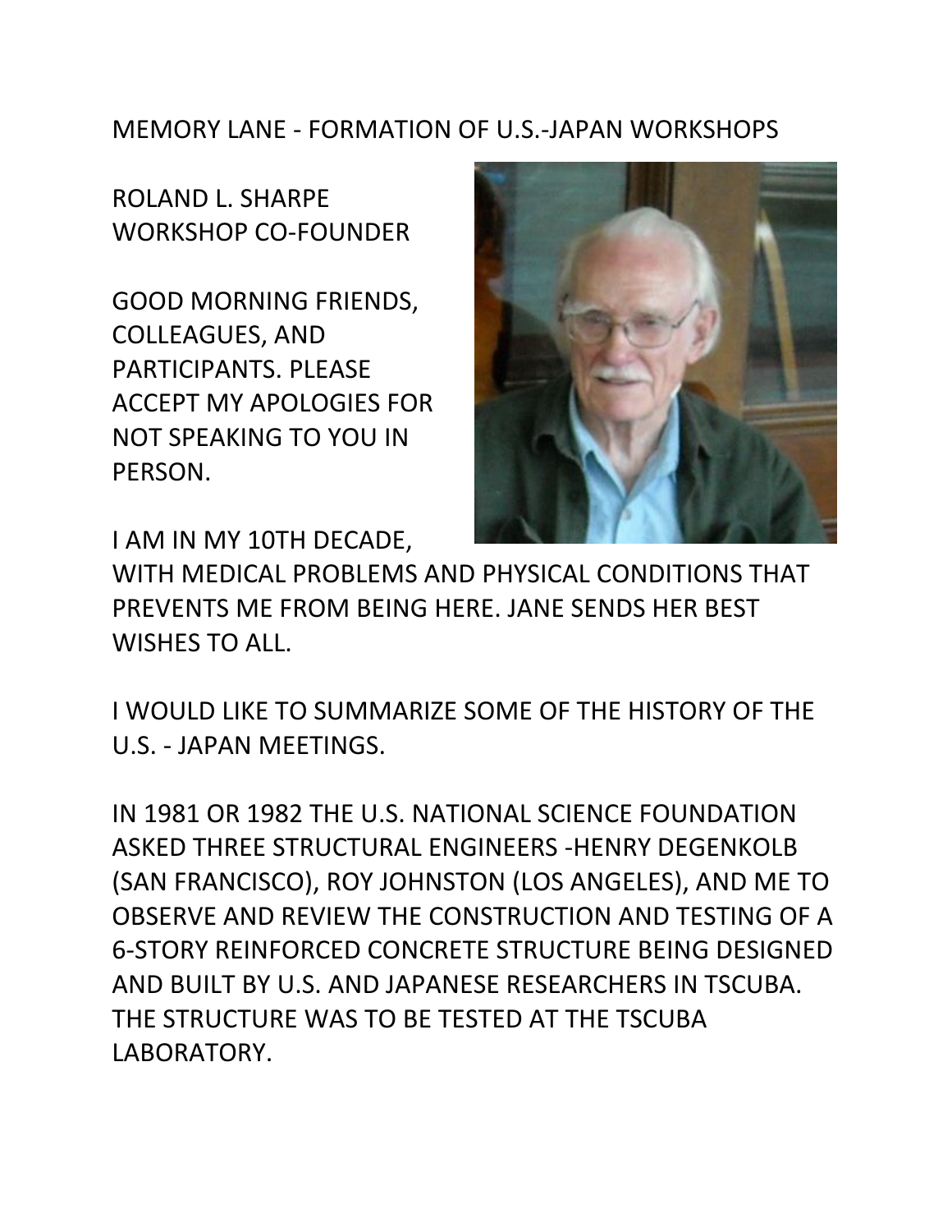# MEMORY LANE - FORMATION OF U.S.-JAPAN WORKSHOPS

ROLAND L. SHARPE
WORKSHOP CO-FOUNDER

GOOD MORNING FRIENDS, COLLEAGUES, AND PARTICIPANTS. PLEASE ACCEPT MY APOLOGIES FOR NOT SPEAKING TO YOU IN PERSON.

I AM IN MY 10TH DECADE, WITH MEDICAL PROBLEMS AND PHYSICAL CONDITIONS THAT PREVENTS ME FROM BEING HERE. JANE SENDS HER BEST WISHES TO ALL.

I WOULD LIKE TO SUMMARIZE SOME OF THE HISTORY OF THE U.S. - JAPAN MEETINGS.

IN 1981 OR 1982 THE U.S. NATIONAL SCIENCE FOUNDATION ASKED THREE STRUCTURAL ENGINEERS -HENRY DEGENKOLB (SAN FRANCISCO), ROY JOHNSTON (LOS ANGELES), AND ME TO OBSERVE AND REVIEW THE CONSTRUCTION AND TESTING OF A 6-STORY REINFORCED CONCRETE STRUCTURE BEING DESIGNED AND BUILT BY U.S. AND JAPANESE RESEARCHERS IN TSCUBA. THE STRUCTURE WAS TO BE TESTED AT THE TSCUBA LABORATORY.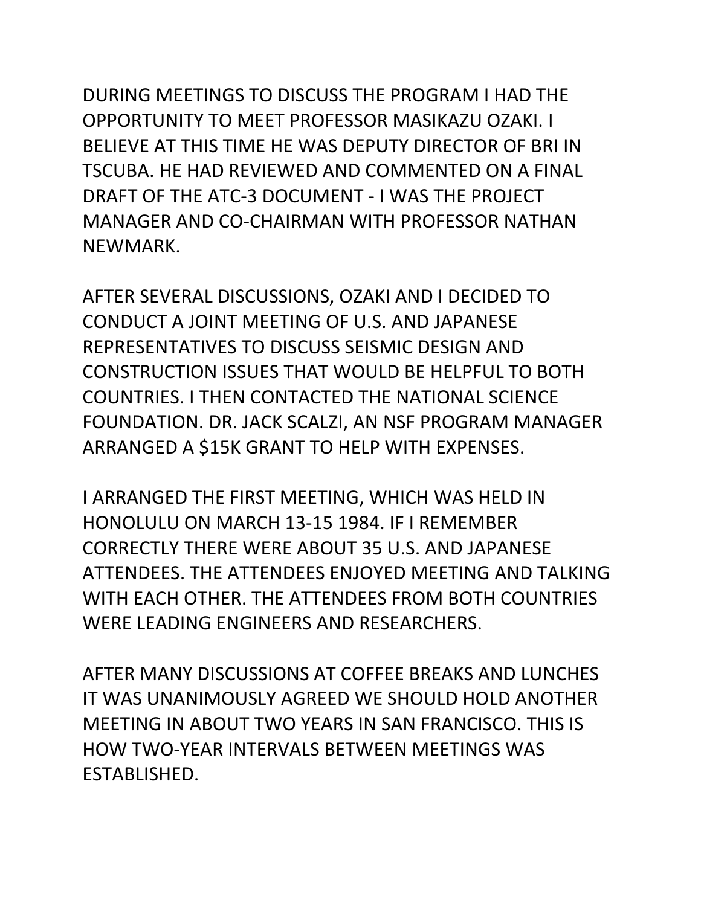DURING MEETINGS TO DISCUSS THE PROGRAM I HAD THE OPPORTUNITY TO MEET PROFESSOR MASIKAZU OZAKI. I BELIEVE AT THIS TIME HE WAS DEPUTY DIRECTOR OF BRI IN TSCUBA. HE HAD REVIEWED AND COMMENTED ON A FINAL DRAFT OF THE ATC-3 DOCUMENT - I WAS THE PROJECT MANAGER AND CO-CHAIRMAN WITH PROFESSOR NATHAN NEWMARK.

AFTER SEVERAL DISCUSSIONS, OZAKI AND I DECIDED TO CONDUCT A JOINT MEETING OF U.S. AND JAPANESE REPRESENTATIVES TO DISCUSS SEISMIC DESIGN AND CONSTRUCTION ISSUES THAT WOULD BE HELPFUL TO BOTH COUNTRIES. I THEN CONTACTED THE NATIONAL SCIENCE FOUNDATION. DR. JACK SCALZI, AN NSF PROGRAM MANAGER ARRANGED A $15K GRANT TO HELP WITH EXPENSES.

I ARRANGED THE FIRST MEETING, WHICH WAS HELD IN HONOLULU ON MARCH 13-15 1984. IF I REMEMBER CORRECTLY THERE WERE ABOUT 35 U.S. AND JAPANESE ATTENDEES. THE ATTENDEES ENJOYED MEETING AND TALKING WITH EACH OTHER. THE ATTENDEES FROM BOTH COUNTRIES WERE LEADING ENGINEERS AND RESEARCHERS.

AFTER MANY DISCUSSIONS AT COFFEE BREAKS AND LUNCHES IT WAS UNANIMOUSLY AGREED WE SHOULD HOLD ANOTHER MEETING IN ABOUT TWO YEARS IN SAN FRANCISCO. THIS IS HOW TWO-YEAR INTERVALS BETWEEN MEETINGS WAS ESTABLISHED.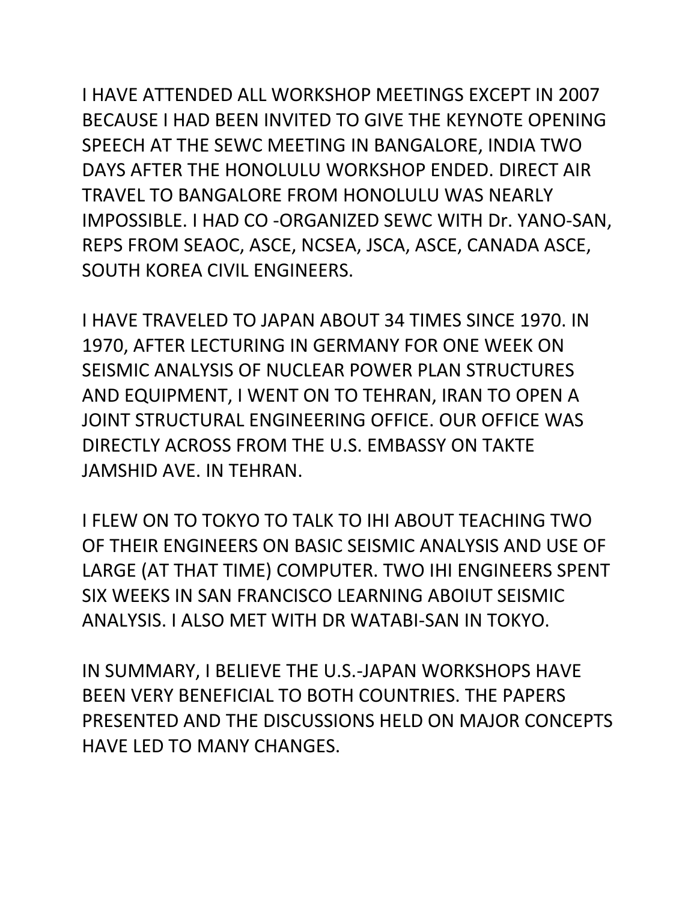I HAVE ATTENDED ALL WORKSHOP MEETINGS EXCEPT IN 2007 BECAUSE I HAD BEEN INVITED TO GIVE THE KEYNOTE OPENING SPEECH AT THE SEWC MEETING IN BANGALORE, INDIA TWO DAYS AFTER THE HONOLULU WORKSHOP ENDED. DIRECT AIR TRAVEL TO BANGALORE FROM HONOLULU WAS NEARLY IMPOSSIBLE. I HAD CO -ORGANIZED SEWC WITH Dr. YANO-SAN, REPS FROM SEAOC, ASCE, NCSEA, JSCA, ASCE, CANADA ASCE, SOUTH KOREA CIVIL ENGINEERS.

I HAVE TRAVELED TO JAPAN ABOUT 34 TIMES SINCE 1970. IN 1970, AFTER LECTURING IN GERMANY FOR ONE WEEK ON SEISMIC ANALYSIS OF NUCLEAR POWER PLAN STRUCTURES AND EQUIPMENT, I WENT ON TO TEHRAN, IRAN TO OPEN A JOINT STRUCTURAL ENGINEERING OFFICE. OUR OFFICE WAS DIRECTLY ACROSS FROM THE U.S. EMBASSY ON TAKTE JAMSHID AVE. IN TEHRAN.

I FLEW ON TO TOKYO TO TALK TO IHI ABOUT TEACHING TWO OF THEIR ENGINEERS ON BASIC SEISMIC ANALYSIS AND USE OF LARGE (AT THAT TIME) COMPUTER. TWO IHI ENGINEERS SPENT SIX WEEKS IN SAN FRANCISCO LEARNING ABOIUT SEISMIC ANALYSIS. I ALSO MET WITH DR WATABI-SAN IN TOKYO.

IN SUMMARY, I BELIEVE THE U.S.-JAPAN WORKSHOPS HAVE BEEN VERY BENEFICIAL TO BOTH COUNTRIES. THE PAPERS PRESENTED AND THE DISCUSSIONS HELD ON MAJOR CONCEPTS HAVE LED TO MANY CHANGES.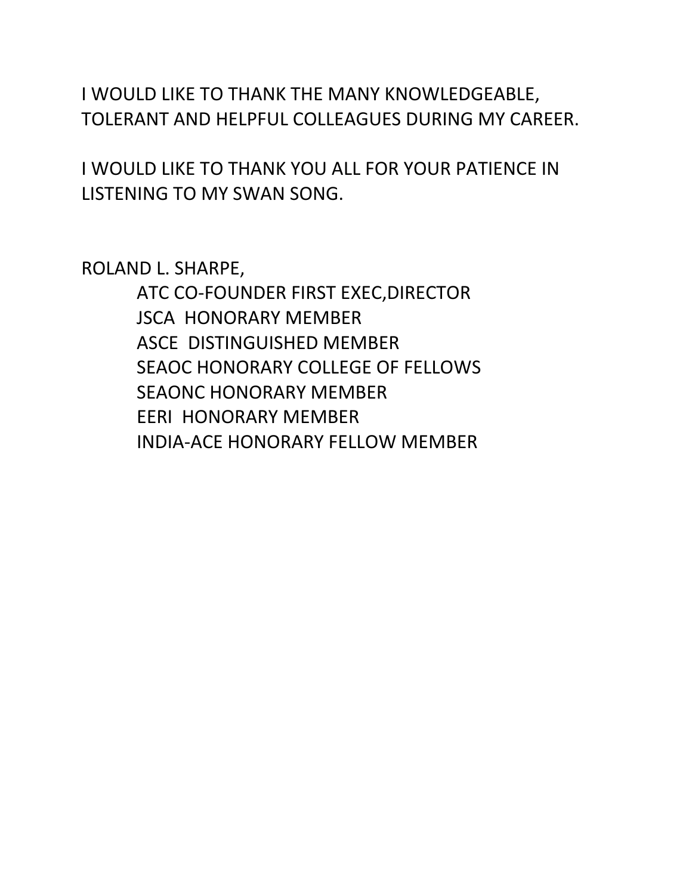I WOULD LIKE TO THANK THE MANY KNOWLEDGEABLE, TOLERANT AND HELPFUL COLLEAGUES DURING MY CAREER.

I WOULD LIKE TO THANK YOU ALL FOR YOUR PATIENCE IN LISTENING TO MY SWAN SONG.

ROLAND L. SHARPE,

ATC CO-FOUNDER FIRST EXEC,DIRECTOR
JSCA HONORARY MEMBER
ASCE DISTINGUISHED MEMBER
SEAOC HONORARY COLLEGE OF FELLOWS
SEAONC HONORARY MEMBER
EERI HONORARY MEMBER
INDIA-ACE HONORARY FELLOW MEMBER